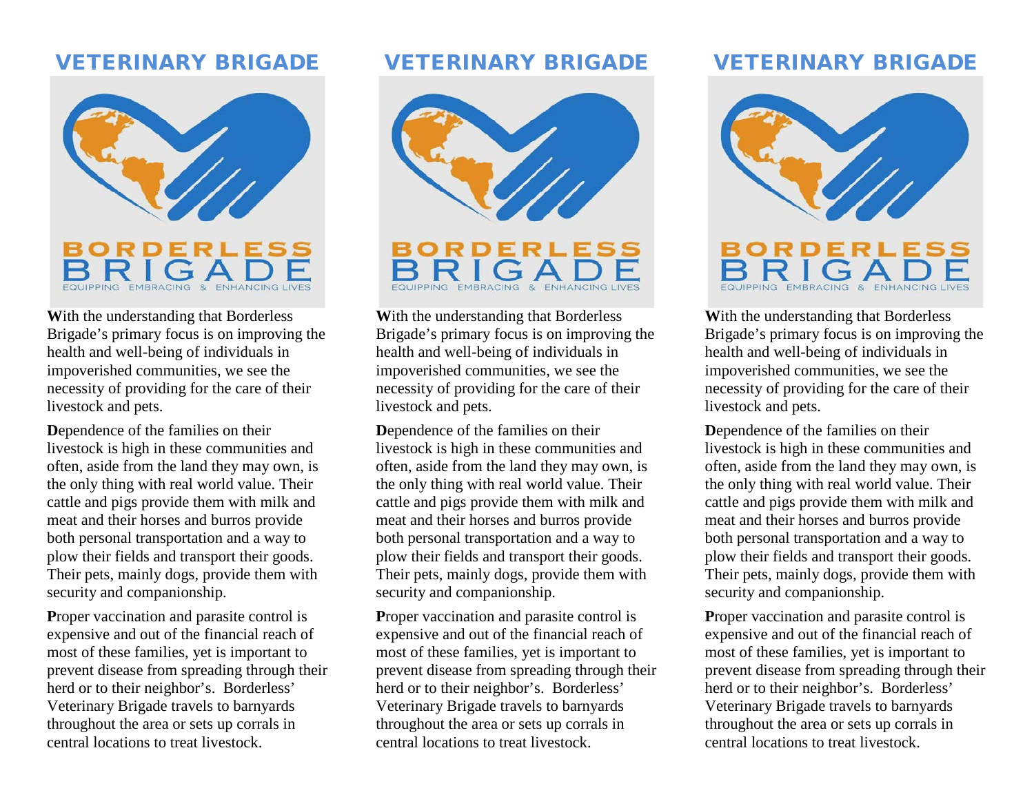# VETERINARY BRIGADE

BORDERLESS BRIGADE

EQUIPPING EMBRACING & ENHANCING LIVES

**W**ith the understanding that Borderless Brigade's primary focus is on improving the health and well-being of individuals in impoverished communities, we see the necessity of providing for the care of their livestock and pets.

**D**ependence of the families on their livestock is high in these communities and often, aside from the land they may own, is the only thing with real world value. Their cattle and pigs provide them with milk and meat and their horses and burros provide both personal transportation and a way to plow their fields and transport their goods. Their pets, mainly dogs, provide them with security and companionship.

**P**roper vaccination and parasite control is expensive and out of the financial reach of most of these families, yet is important to prevent disease from spreading through their herd or to their neighbor's. Borderless' Veterinary Brigade travels to barnyards throughout the area or sets up corrals in central locations to treat livestock.

# VETERINARY BRIGADE

BORDERLESS BRIGADE

EQUIPPING EMBRACING & ENHANCING LIVES

**W**ith the understanding that Borderless Brigade's primary focus is on improving the health and well-being of individuals in impoverished communities, we see the necessity of providing for the care of their livestock and pets.

**D**ependence of the families on their livestock is high in these communities and often, aside from the land they may own, is the only thing with real world value. Their cattle and pigs provide them with milk and meat and their horses and burros provide both personal transportation and a way to plow their fields and transport their goods. Their pets, mainly dogs, provide them with security and companionship.

**P**roper vaccination and parasite control is expensive and out of the financial reach of most of these families, yet is important to prevent disease from spreading through their herd or to their neighbor's. Borderless' Veterinary Brigade travels to barnyards throughout the area or sets up corrals in central locations to treat livestock.

# VETERINARY BRIGADE

BORDERLESS BRIGADE

EQUIPPING EMBRACING & ENHANCING LIVES

**W**ith the understanding that Borderless Brigade's primary focus is on improving the health and well-being of individuals in impoverished communities, we see the necessity of providing for the care of their livestock and pets.

**D**ependence of the families on their livestock is high in these communities and often, aside from the land they may own, is the only thing with real world value. Their cattle and pigs provide them with milk and meat and their horses and burros provide both personal transportation and a way to plow their fields and transport their goods. Their pets, mainly dogs, provide them with security and companionship.

**P**roper vaccination and parasite control is expensive and out of the financial reach of most of these families, yet is important to prevent disease from spreading through their herd or to their neighbor's. Borderless' Veterinary Brigade travels to barnyards throughout the area or sets up corrals in central locations to treat livestock.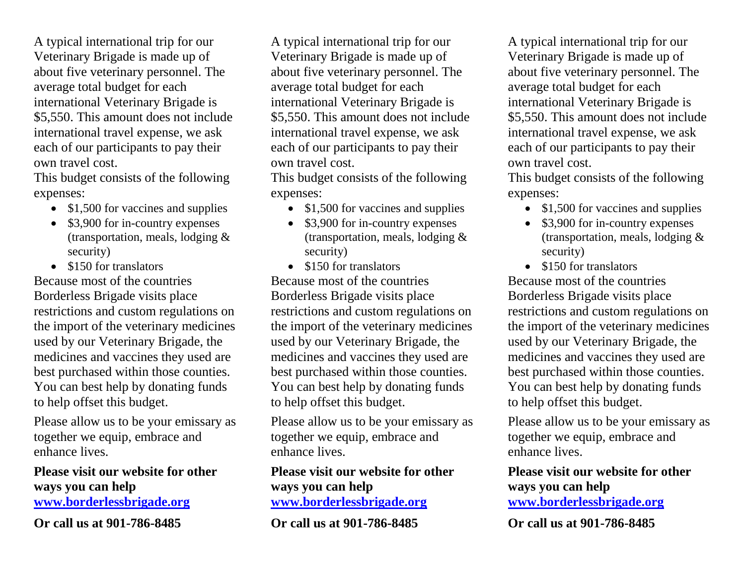A typical international trip for our Veterinary Brigade is made up of about five veterinary personnel. The average total budget for each international Veterinary Brigade is $5,550. This amount does not include international travel expense, we ask each of our participants to pay their own travel cost.

This budget consists of the following expenses:

- $1,500 for vaccines and supplies
- $3,900 for in-country expenses (transportation, meals, lodging & security)
- $150 for translators

Because most of the countries Borderless Brigade visits place restrictions and custom regulations on the import of the veterinary medicines used by our Veterinary Brigade, the medicines and vaccines they used are best purchased within those counties. You can best help by donating funds to help offset this budget.

Please allow us to be your emissary as together we equip, embrace and enhance lives.

**Please visit our website for other ways you can help**
**[www.borderlessbrigade.org](http://www.borderlessbrigade.org)**

**Or call us at 901-786-8485**

A typical international trip for our Veterinary Brigade is made up of about five veterinary personnel. The average total budget for each international Veterinary Brigade is $5,550. This amount does not include international travel expense, we ask each of our participants to pay their own travel cost.

This budget consists of the following expenses:

- $1,500 for vaccines and supplies
- $3,900 for in-country expenses (transportation, meals, lodging & security)
- $150 for translators

Because most of the countries Borderless Brigade visits place restrictions and custom regulations on the import of the veterinary medicines used by our Veterinary Brigade, the medicines and vaccines they used are best purchased within those counties. You can best help by donating funds to help offset this budget.

Please allow us to be your emissary as together we equip, embrace and enhance lives.

**Please visit our website for other ways you can help**
**[www.borderlessbrigade.org](http://www.borderlessbrigade.org)**

**Or call us at 901-786-8485**

A typical international trip for our Veterinary Brigade is made up of about five veterinary personnel. The average total budget for each international Veterinary Brigade is $5,550. This amount does not include international travel expense, we ask each of our participants to pay their own travel cost.

This budget consists of the following expenses:

- $1,500 for vaccines and supplies
- $3,900 for in-country expenses (transportation, meals, lodging & security)
- $150 for translators

Because most of the countries Borderless Brigade visits place restrictions and custom regulations on the import of the veterinary medicines used by our Veterinary Brigade, the medicines and vaccines they used are best purchased within those counties. You can best help by donating funds to help offset this budget.

Please allow us to be your emissary as together we equip, embrace and enhance lives.

**Please visit our website for other ways you can help**
**[www.borderlessbrigade.org](http://www.borderlessbrigade.org)**

**Or call us at 901-786-8485**